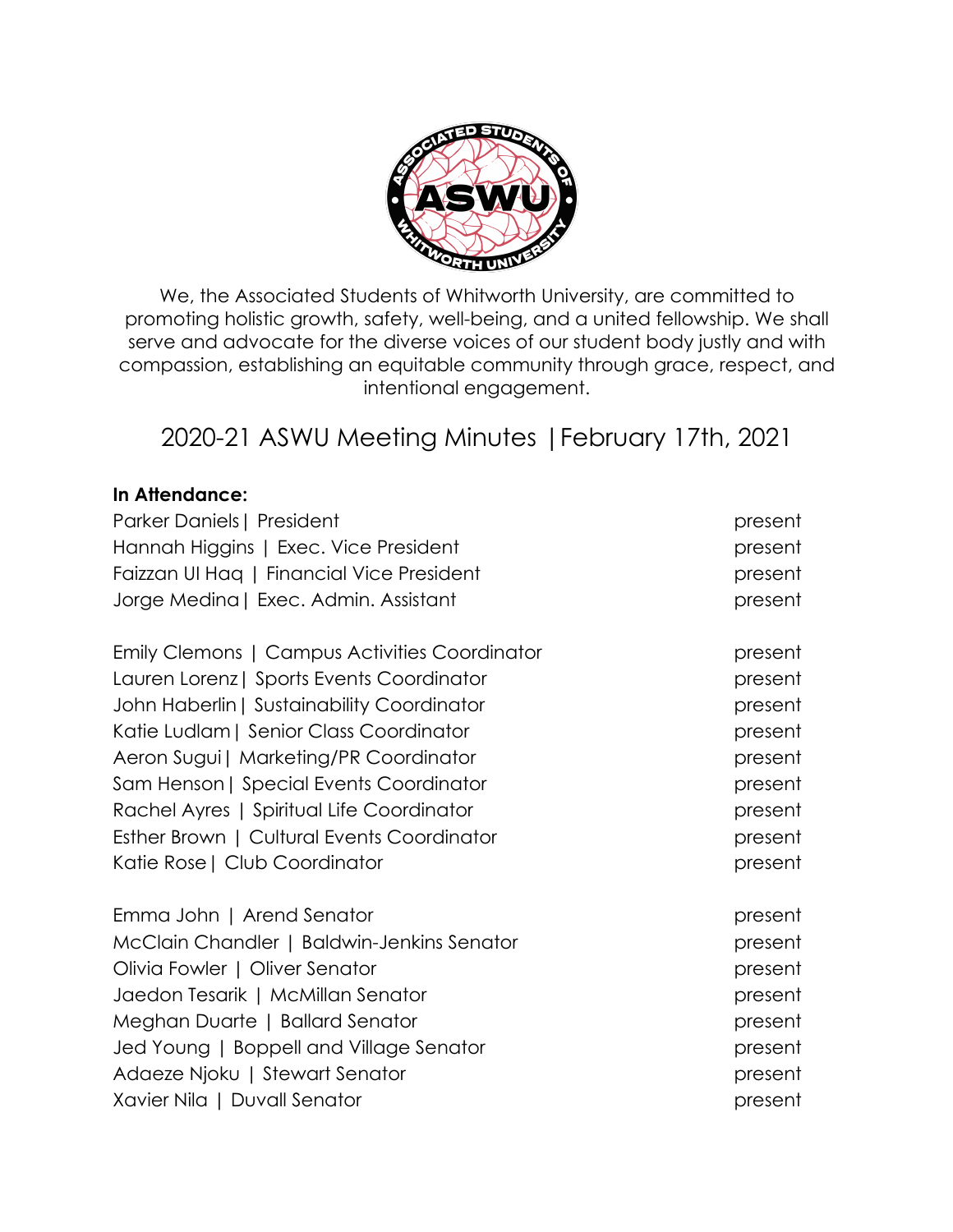We, the Associated Students of Whitworth University, are committed to promoting holistic growth, safety, well-being, and a united fellowship. We shall serve and advocate for the diverse voices of our student body justly and with compassion, establishing an equitable community through grace, respect, and intentional engagement.

# 2020-21 ASWU Meeting Minutes | February 17th, 2021

**In Attendance:**

Parker Daniels | President — present
Hannah Higgins | Exec. Vice President — present
Faizzan Ul Haq | Financial Vice President — present
Jorge Medina | Exec. Admin. Assistant — present

Emily Clemons | Campus Activities Coordinator — present
Lauren Lorenz | Sports Events Coordinator — present
John Haberlin | Sustainability Coordinator — present
Katie Ludlam | Senior Class Coordinator — present
Aeron Sugui | Marketing/PR Coordinator — present
Sam Henson | Special Events Coordinator — present
Rachel Ayres | Spiritual Life Coordinator — present
Esther Brown | Cultural Events Coordinator — present
Katie Rose | Club Coordinator — present

Emma John | Arend Senator — present
McClain Chandler | Baldwin-Jenkins Senator — present
Olivia Fowler | Oliver Senator — present
Jaedon Tesarik | McMillan Senator — present
Meghan Duarte | Ballard Senator — present
Jed Young | Boppell and Village Senator — present
Adaeze Njoku | Stewart Senator — present
Xavier Nila | Duvall Senator — present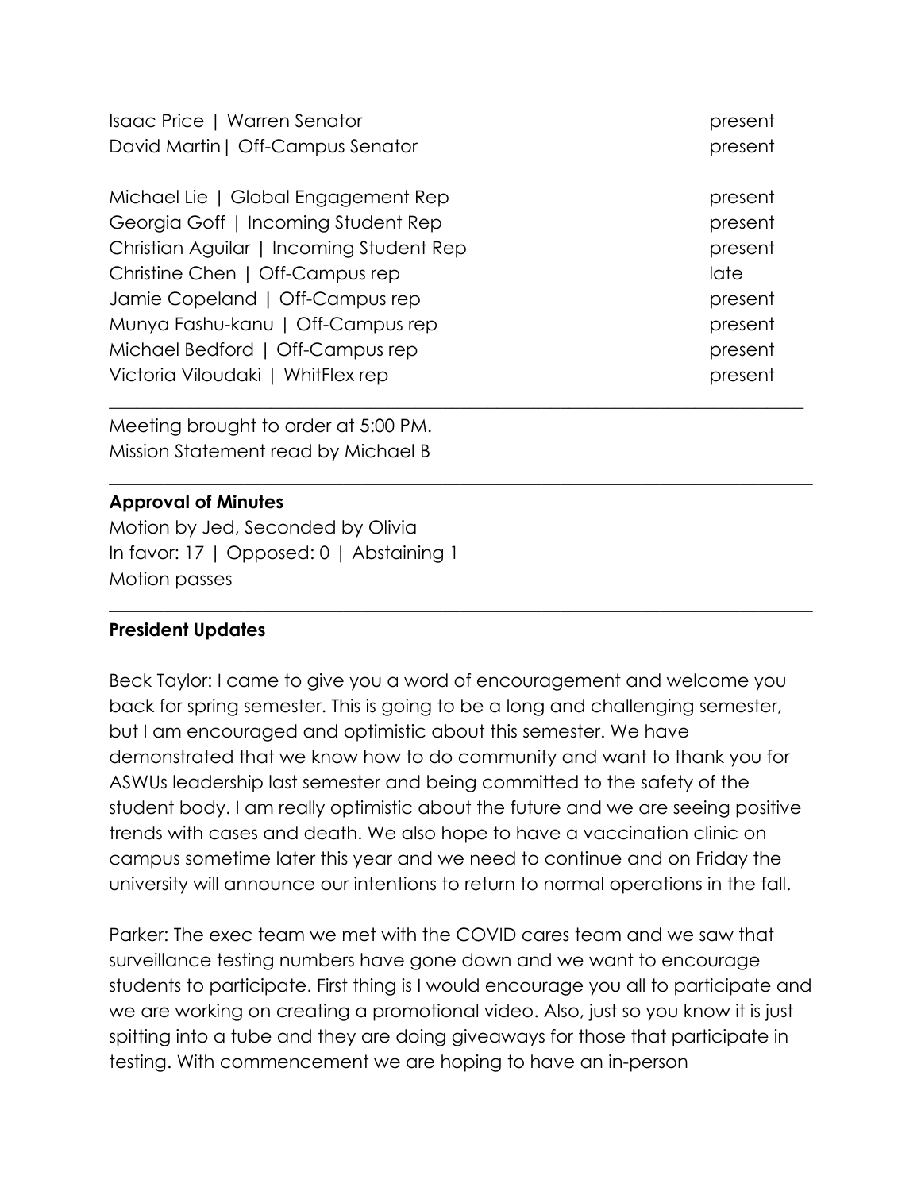| | |
|---|---|
| Isaac Price \| Warren Senator | present |
| David Martin\| Off-Campus Senator | present |
| | |
| Michael Lie \| Global Engagement Rep | present |
| Georgia Goff \| Incoming Student Rep | present |
| Christian Aguilar \| Incoming Student Rep | present |
| Christine Chen \| Off-Campus rep | late |
| Jamie Copeland \| Off-Campus rep | present |
| Munya Fashu-kanu \| Off-Campus rep | present |
| Michael Bedford \| Off-Campus rep | present |
| Victoria Viloudaki \| WhitFlex rep | present |

---

Meeting brought to order at 5:00 PM.
Mission Statement read by Michael B

---

**Approval of Minutes**

Motion by Jed, Seconded by Olivia
In favor: 17 | Opposed: 0 | Abstaining 1
Motion passes

---

**President Updates**

Beck Taylor: I came to give you a word of encouragement and welcome you back for spring semester. This is going to be a long and challenging semester, but I am encouraged and optimistic about this semester. We have demonstrated that we know how to do community and want to thank you for ASWUs leadership last semester and being committed to the safety of the student body. I am really optimistic about the future and we are seeing positive trends with cases and death. We also hope to have a vaccination clinic on campus sometime later this year and we need to continue and on Friday the university will announce our intentions to return to normal operations in the fall.

Parker: The exec team we met with the COVID cares team and we saw that surveillance testing numbers have gone down and we want to encourage students to participate. First thing is I would encourage you all to participate and we are working on creating a promotional video. Also, just so you know it is just spitting into a tube and they are doing giveaways for those that participate in testing. With commencement we are hoping to have an in-person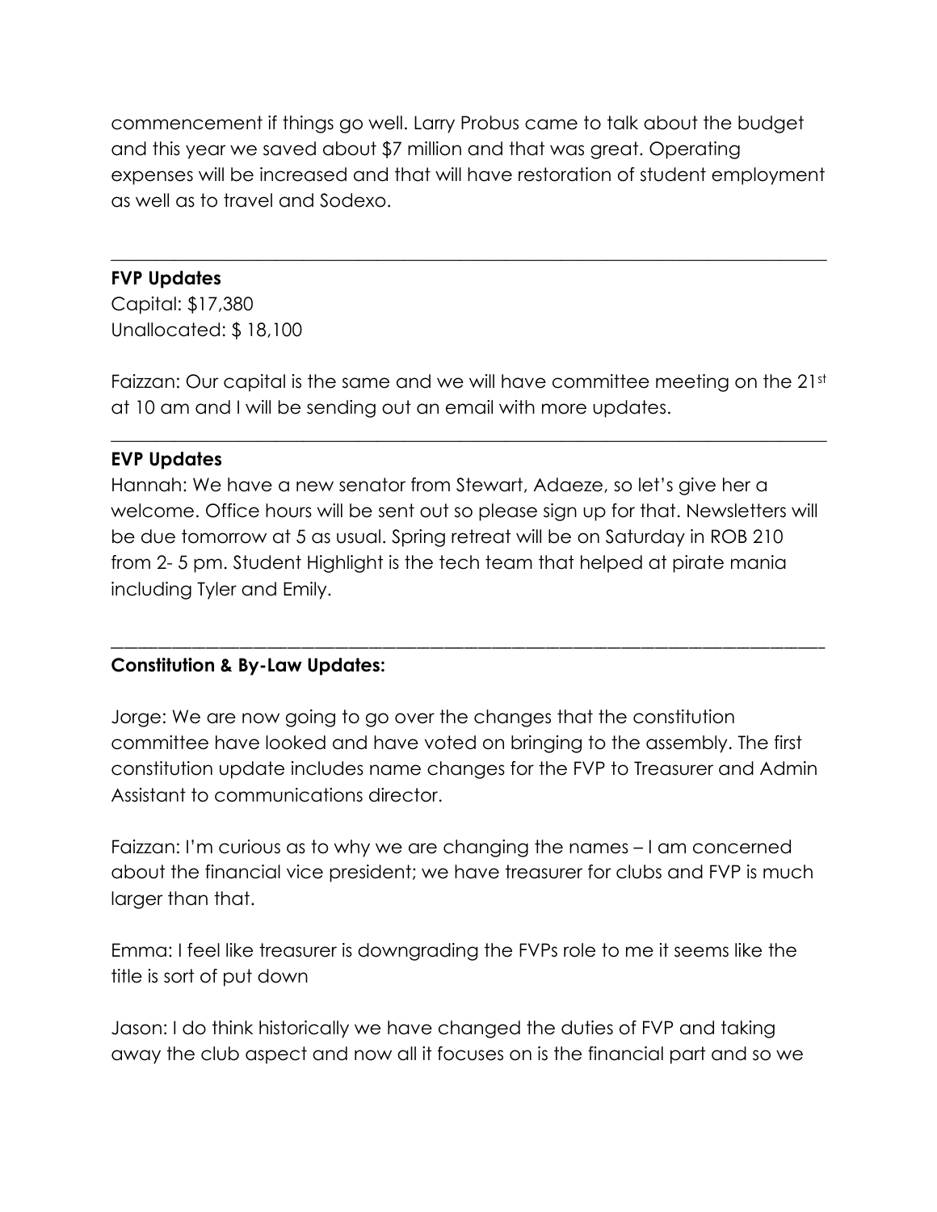commencement if things go well. Larry Probus came to talk about the budget and this year we saved about $7 million and that was great. Operating expenses will be increased and that will have restoration of student employment as well as to travel and Sodexo.

---

**FVP Updates**

Capital: $17,380

Unallocated: $ 18,100

Faizzan: Our capital is the same and we will have committee meeting on the 21st at 10 am and I will be sending out an email with more updates.

---

**EVP Updates**

Hannah: We have a new senator from Stewart, Adaeze, so let's give her a welcome. Office hours will be sent out so please sign up for that. Newsletters will be due tomorrow at 5 as usual. Spring retreat will be on Saturday in ROB 210 from 2- 5 pm. Student Highlight is the tech team that helped at pirate mania including Tyler and Emily.

---

**Constitution & By-Law Updates:**

Jorge: We are now going to go over the changes that the constitution committee have looked and have voted on bringing to the assembly. The first constitution update includes name changes for the FVP to Treasurer and Admin Assistant to communications director.

Faizzan: I'm curious as to why we are changing the names – I am concerned about the financial vice president; we have treasurer for clubs and FVP is much larger than that.

Emma: I feel like treasurer is downgrading the FVPs role to me it seems like the title is sort of put down

Jason: I do think historically we have changed the duties of FVP and taking away the club aspect and now all it focuses on is the financial part and so we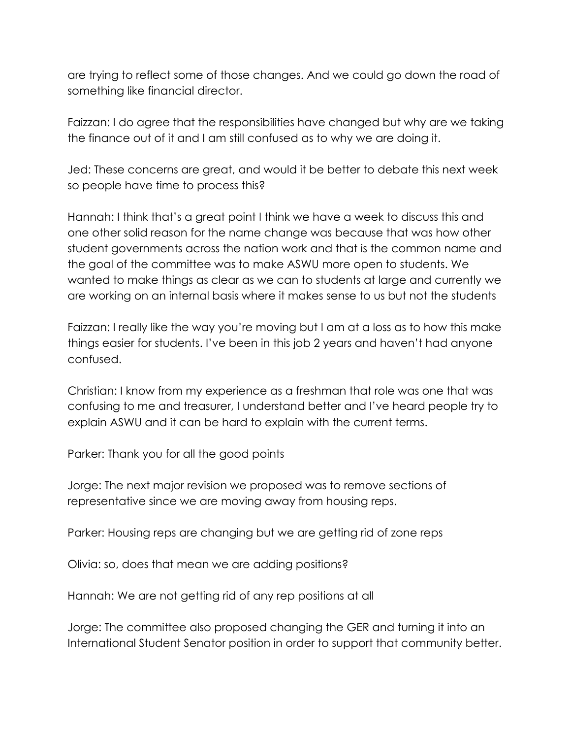are trying to reflect some of those changes. And we could go down the road of something like financial director.

Faizzan: I do agree that the responsibilities have changed but why are we taking the finance out of it and I am still confused as to why we are doing it.

Jed: These concerns are great, and would it be better to debate this next week so people have time to process this?

Hannah: I think that's a great point I think we have a week to discuss this and one other solid reason for the name change was because that was how other student governments across the nation work and that is the common name and the goal of the committee was to make ASWU more open to students. We wanted to make things as clear as we can to students at large and currently we are working on an internal basis where it makes sense to us but not the students

Faizzan: I really like the way you're moving but I am at a loss as to how this make things easier for students. I've been in this job 2 years and haven't had anyone confused.

Christian: I know from my experience as a freshman that role was one that was confusing to me and treasurer, I understand better and I've heard people try to explain ASWU and it can be hard to explain with the current terms.

Parker: Thank you for all the good points

Jorge: The next major revision we proposed was to remove sections of representative since we are moving away from housing reps.

Parker: Housing reps are changing but we are getting rid of zone reps

Olivia: so, does that mean we are adding positions?

Hannah: We are not getting rid of any rep positions at all

Jorge: The committee also proposed changing the GER and turning it into an International Student Senator position in order to support that community better.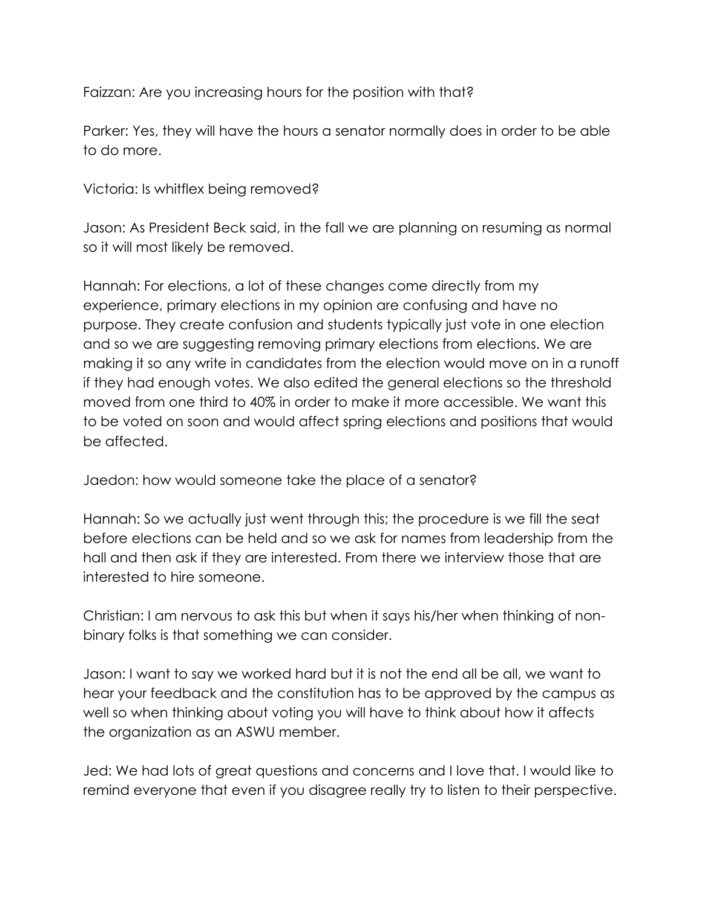Faizzan: Are you increasing hours for the position with that?

Parker: Yes, they will have the hours a senator normally does in order to be able to do more.

Victoria: Is whitflex being removed?

Jason: As President Beck said, in the fall we are planning on resuming as normal so it will most likely be removed.

Hannah: For elections, a lot of these changes come directly from my experience, primary elections in my opinion are confusing and have no purpose. They create confusion and students typically just vote in one election and so we are suggesting removing primary elections from elections. We are making it so any write in candidates from the election would move on in a runoff if they had enough votes. We also edited the general elections so the threshold moved from one third to 40% in order to make it more accessible. We want this to be voted on soon and would affect spring elections and positions that would be affected.

Jaedon: how would someone take the place of a senator?

Hannah: So we actually just went through this; the procedure is we fill the seat before elections can be held and so we ask for names from leadership from the hall and then ask if they are interested. From there we interview those that are interested to hire someone.

Christian: I am nervous to ask this but when it says his/her when thinking of non-binary folks is that something we can consider.

Jason: I want to say we worked hard but it is not the end all be all, we want to hear your feedback and the constitution has to be approved by the campus as well so when thinking about voting you will have to think about how it affects the organization as an ASWU member.

Jed: We had lots of great questions and concerns and I love that. I would like to remind everyone that even if you disagree really try to listen to their perspective.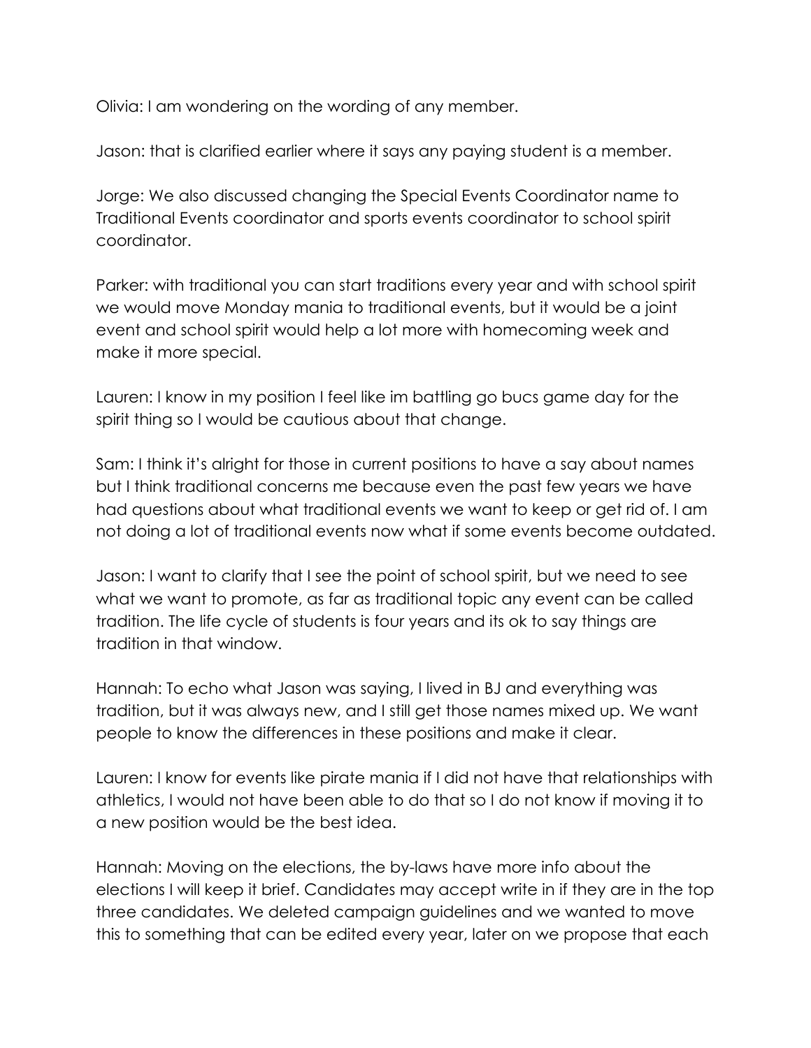Olivia: I am wondering on the wording of any member.

Jason: that is clarified earlier where it says any paying student is a member.

Jorge: We also discussed changing the Special Events Coordinator name to Traditional Events coordinator and sports events coordinator to school spirit coordinator.

Parker: with traditional you can start traditions every year and with school spirit we would move Monday mania to traditional events, but it would be a joint event and school spirit would help a lot more with homecoming week and make it more special.

Lauren: I know in my position I feel like im battling go bucs game day for the spirit thing so I would be cautious about that change.

Sam: I think it's alright for those in current positions to have a say about names but I think traditional concerns me because even the past few years we have had questions about what traditional events we want to keep or get rid of. I am not doing a lot of traditional events now what if some events become outdated.

Jason: I want to clarify that I see the point of school spirit, but we need to see what we want to promote, as far as traditional topic any event can be called tradition. The life cycle of students is four years and its ok to say things are tradition in that window.

Hannah: To echo what Jason was saying, I lived in BJ and everything was tradition, but it was always new, and I still get those names mixed up. We want people to know the differences in these positions and make it clear.

Lauren: I know for events like pirate mania if I did not have that relationships with athletics, I would not have been able to do that so I do not know if moving it to a new position would be the best idea.

Hannah: Moving on the elections, the by-laws have more info about the elections I will keep it brief. Candidates may accept write in if they are in the top three candidates. We deleted campaign guidelines and we wanted to move this to something that can be edited every year, later on we propose that each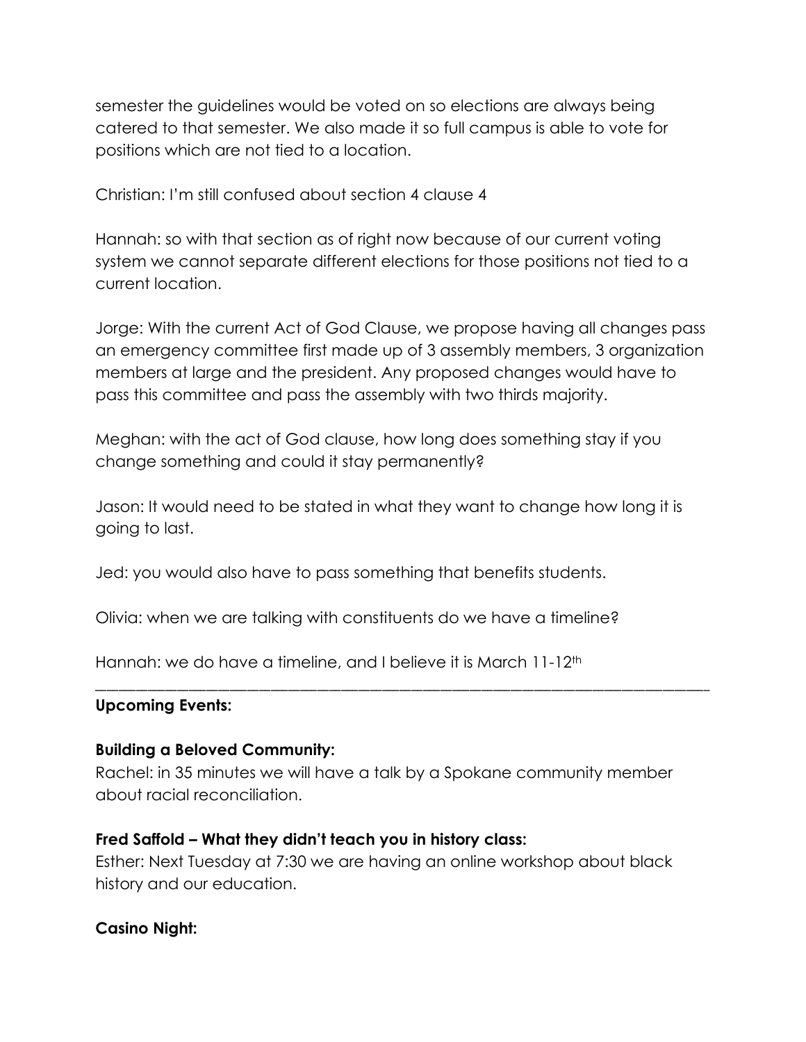semester the guidelines would be voted on so elections are always being catered to that semester. We also made it so full campus is able to vote for positions which are not tied to a location.

Christian: I'm still confused about section 4 clause 4

Hannah: so with that section as of right now because of our current voting system we cannot separate different elections for those positions not tied to a current location.

Jorge: With the current Act of God Clause, we propose having all changes pass an emergency committee first made up of 3 assembly members, 3 organization members at large and the president. Any proposed changes would have to pass this committee and pass the assembly with two thirds majority.

Meghan: with the act of God clause, how long does something stay if you change something and could it stay permanently?

Jason: It would need to be stated in what they want to change how long it is going to last.

Jed: you would also have to pass something that benefits students.

Olivia: when we are talking with constituents do we have a timeline?

Hannah: we do have a timeline, and I believe it is March 11-12th

---

**Upcoming Events:**

**Building a Beloved Community:**
Rachel: in 35 minutes we will have a talk by a Spokane community member about racial reconciliation.

**Fred Saffold – What they didn't teach you in history class:**
Esther: Next Tuesday at 7:30 we are having an online workshop about black history and our education.

**Casino Night:**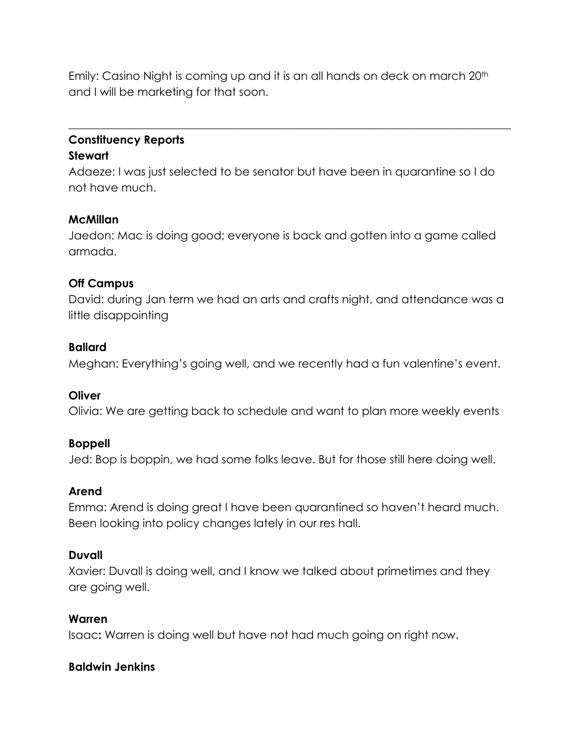Emily: Casino Night is coming up and it is an all hands on deck on march 20th and I will be marketing for that soon.

---

**Constituency Reports**

**Stewart**

Adaeze: I was just selected to be senator but have been in quarantine so I do not have much.

**McMillan**

Jaedon: Mac is doing good; everyone is back and gotten into a game called armada.

**Off Campus**

David: during Jan term we had an arts and crafts night, and attendance was a little disappointing

**Ballard**

Meghan: Everything's going well, and we recently had a fun valentine's event.

**Oliver**

Olivia: We are getting back to schedule and want to plan more weekly events

**Boppell**

Jed: Bop is boppin, we had some folks leave. But for those still here doing well.

**Arend**

Emma: Arend is doing great I have been quarantined so haven't heard much. Been looking into policy changes lately in our res hall.

**Duvall**

Xavier: Duvall is doing well, and I know we talked about primetimes and they are going well.

**Warren**

Isaac**:** Warren is doing well but have not had much going on right now.

**Baldwin Jenkins**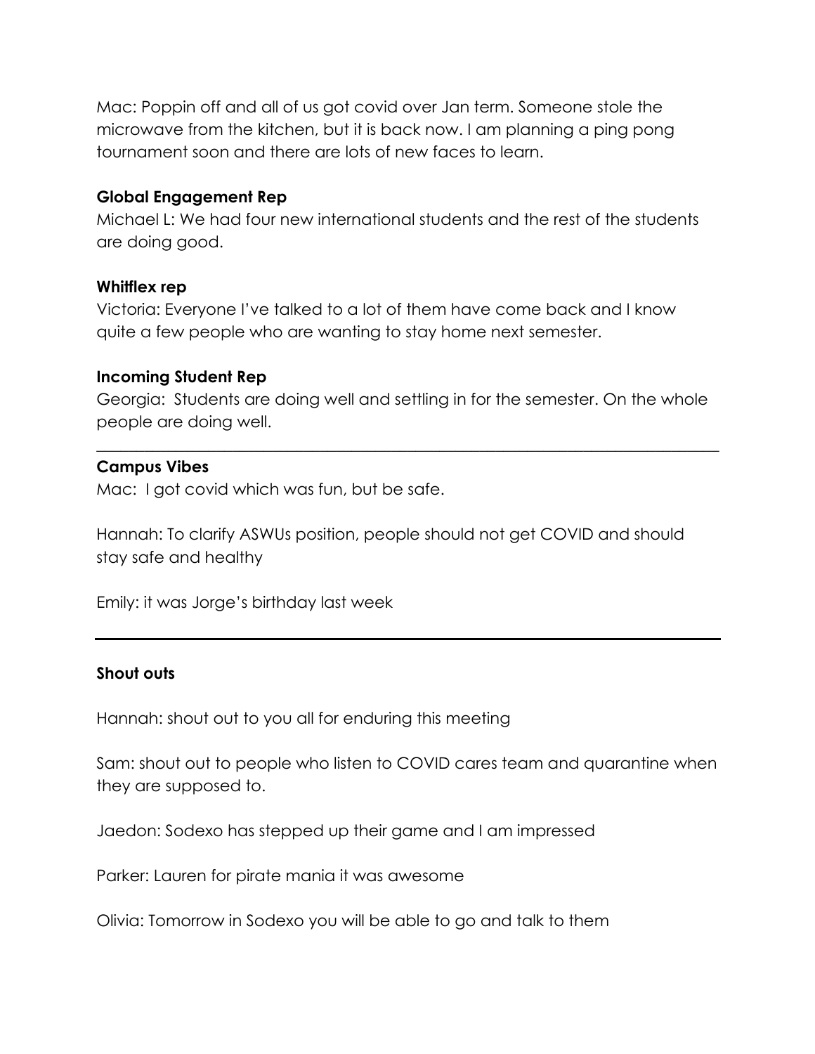Mac: Poppin off and all of us got covid over Jan term. Someone stole the microwave from the kitchen, but it is back now. I am planning a ping pong tournament soon and there are lots of new faces to learn.

**Global Engagement Rep**

Michael L: We had four new international students and the rest of the students are doing good.

**Whitflex rep**

Victoria: Everyone I've talked to a lot of them have come back and I know quite a few people who are wanting to stay home next semester.

**Incoming Student Rep**

Georgia: Students are doing well and settling in for the semester. On the whole people are doing well.

---

**Campus Vibes**

Mac: I got covid which was fun, but be safe.

Hannah: To clarify ASWUs position, people should not get COVID and should stay safe and healthy

Emily: it was Jorge's birthday last week

---

**Shout outs**

Hannah: shout out to you all for enduring this meeting

Sam: shout out to people who listen to COVID cares team and quarantine when they are supposed to.

Jaedon: Sodexo has stepped up their game and I am impressed

Parker: Lauren for pirate mania it was awesome

Olivia: Tomorrow in Sodexo you will be able to go and talk to them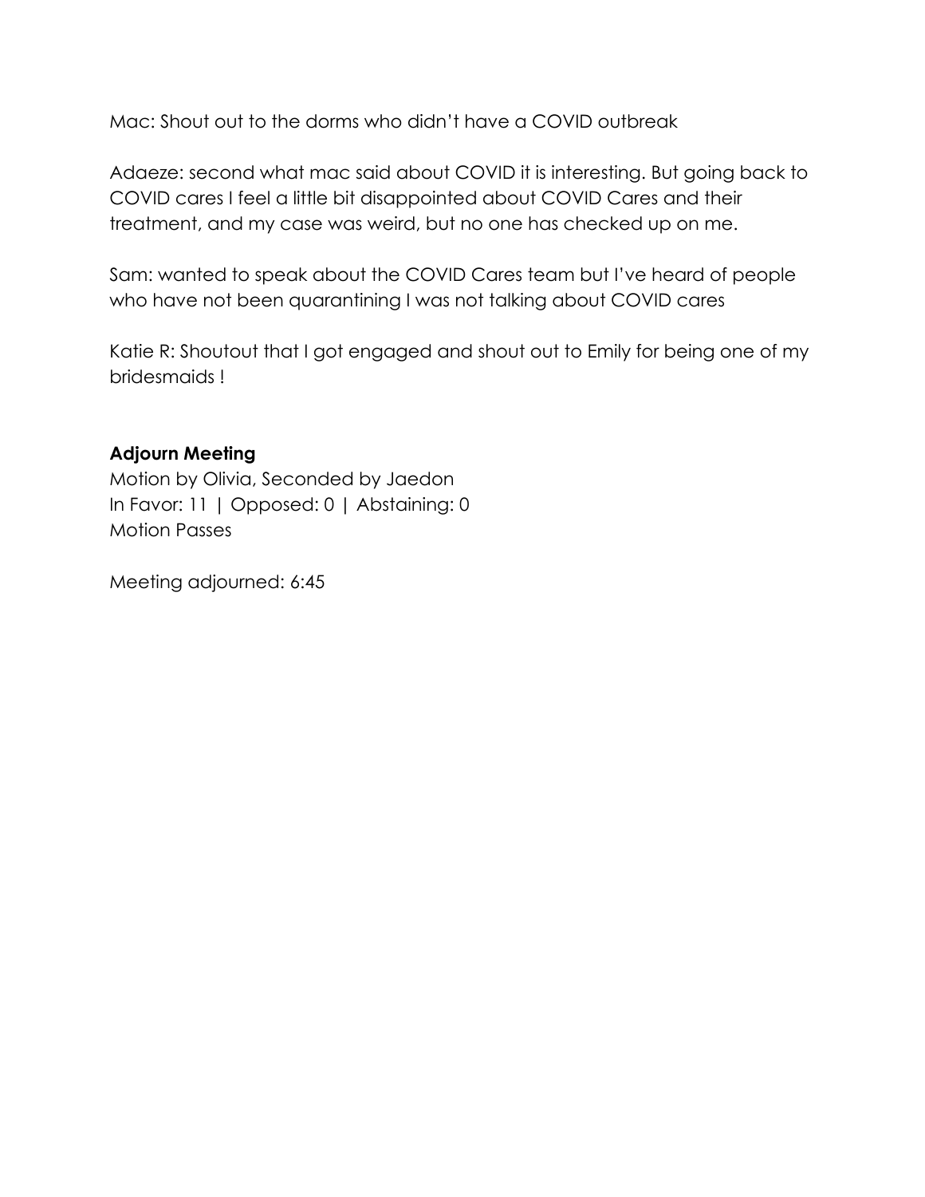Mac: Shout out to the dorms who didn't have a COVID outbreak

Adaeze: second what mac said about COVID it is interesting. But going back to COVID cares I feel a little bit disappointed about COVID Cares and their treatment, and my case was weird, but no one has checked up on me.

Sam: wanted to speak about the COVID Cares team but I've heard of people who have not been quarantining I was not talking about COVID cares

Katie R: Shoutout that I got engaged and shout out to Emily for being one of my bridesmaids !

**Adjourn Meeting**
Motion by Olivia, Seconded by Jaedon
In Favor: 11 | Opposed: 0 | Abstaining: 0
Motion Passes

Meeting adjourned: 6:45